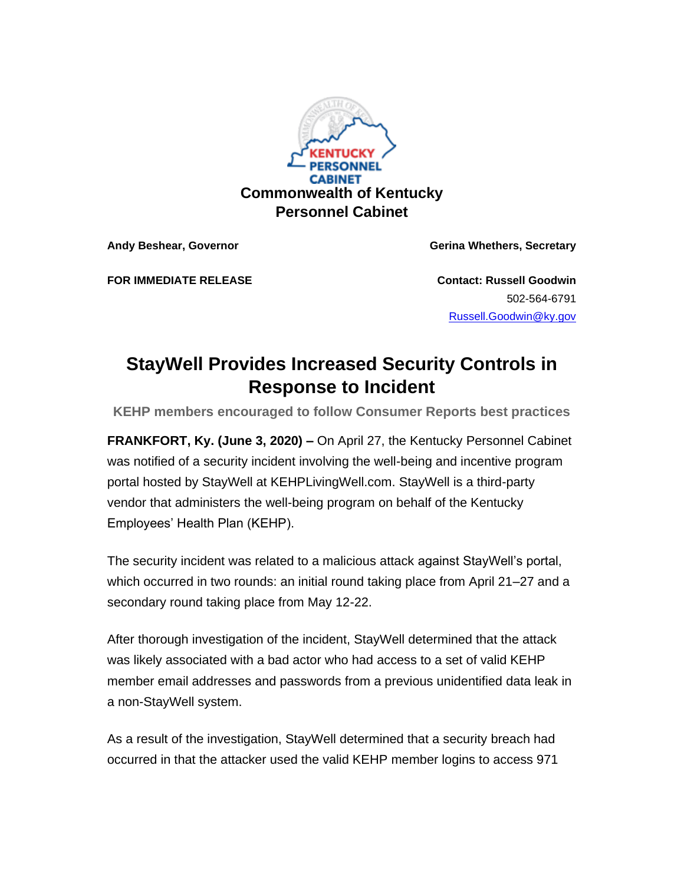KENTUCKY PERSONNEL CABINET

**Commonwealth of Kentucky**
**Personnel Cabinet**

**Andy Beshear, Governor** | **Gerina Whethers, Secretary**

**FOR IMMEDIATE RELEASE**

**Contact: Russell Goodwin**
502-564-6791
Russell.Goodwin@ky.gov

# StayWell Provides Increased Security Controls in Response to Incident

**KEHP members encouraged to follow Consumer Reports best practices**

**FRANKFORT, Ky. (June 3, 2020) –** On April 27, the Kentucky Personnel Cabinet was notified of a security incident involving the well-being and incentive program portal hosted by StayWell at KEHPLivingWell.com. StayWell is a third-party vendor that administers the well-being program on behalf of the Kentucky Employees' Health Plan (KEHP).

The security incident was related to a malicious attack against StayWell's portal, which occurred in two rounds: an initial round taking place from April 21–27 and a secondary round taking place from May 12-22.

After thorough investigation of the incident, StayWell determined that the attack was likely associated with a bad actor who had access to a set of valid KEHP member email addresses and passwords from a previous unidentified data leak in a non-StayWell system.

As a result of the investigation, StayWell determined that a security breach had occurred in that the attacker used the valid KEHP member logins to access 971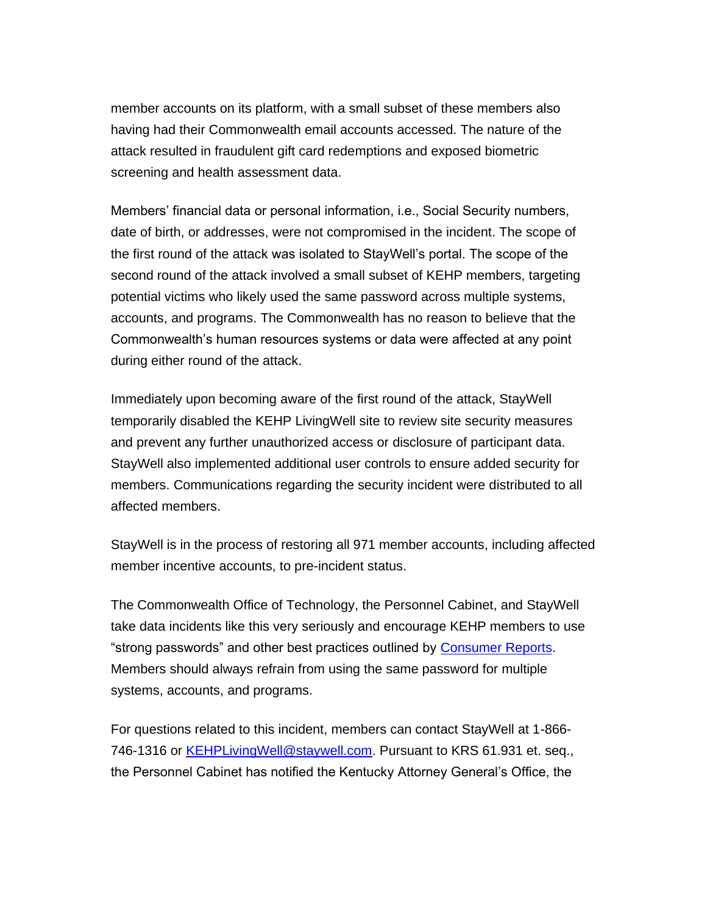member accounts on its platform, with a small subset of these members also having had their Commonwealth email accounts accessed. The nature of the attack resulted in fraudulent gift card redemptions and exposed biometric screening and health assessment data.

Members' financial data or personal information, i.e., Social Security numbers, date of birth, or addresses, were not compromised in the incident. The scope of the first round of the attack was isolated to StayWell's portal. The scope of the second round of the attack involved a small subset of KEHP members, targeting potential victims who likely used the same password across multiple systems, accounts, and programs. The Commonwealth has no reason to believe that the Commonwealth's human resources systems or data were affected at any point during either round of the attack.

Immediately upon becoming aware of the first round of the attack, StayWell temporarily disabled the KEHP LivingWell site to review site security measures and prevent any further unauthorized access or disclosure of participant data. StayWell also implemented additional user controls to ensure added security for members. Communications regarding the security incident were distributed to all affected members.

StayWell is in the process of restoring all 971 member accounts, including affected member incentive accounts, to pre-incident status.

The Commonwealth Office of Technology, the Personnel Cabinet, and StayWell take data incidents like this very seriously and encourage KEHP members to use "strong passwords" and other best practices outlined by [Consumer Reports](). Members should always refrain from using the same password for multiple systems, accounts, and programs.

For questions related to this incident, members can contact StayWell at 1-866-746-1316 or [KEHPLivingWell@staywell.com](mailto:KEHPLivingWell@staywell.com). Pursuant to KRS 61.931 et. seq., the Personnel Cabinet has notified the Kentucky Attorney General's Office, the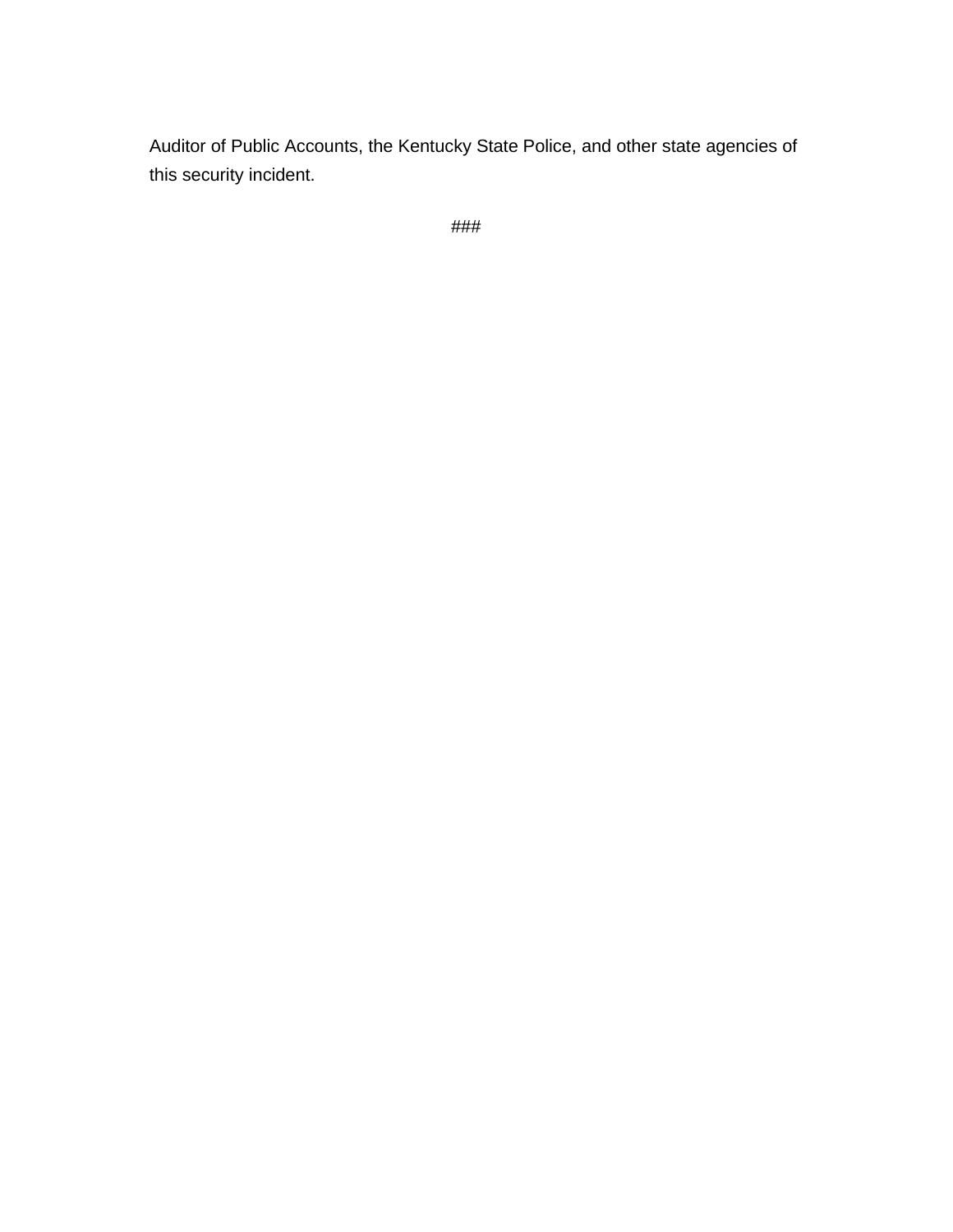Auditor of Public Accounts, the Kentucky State Police, and other state agencies of this security incident.

###